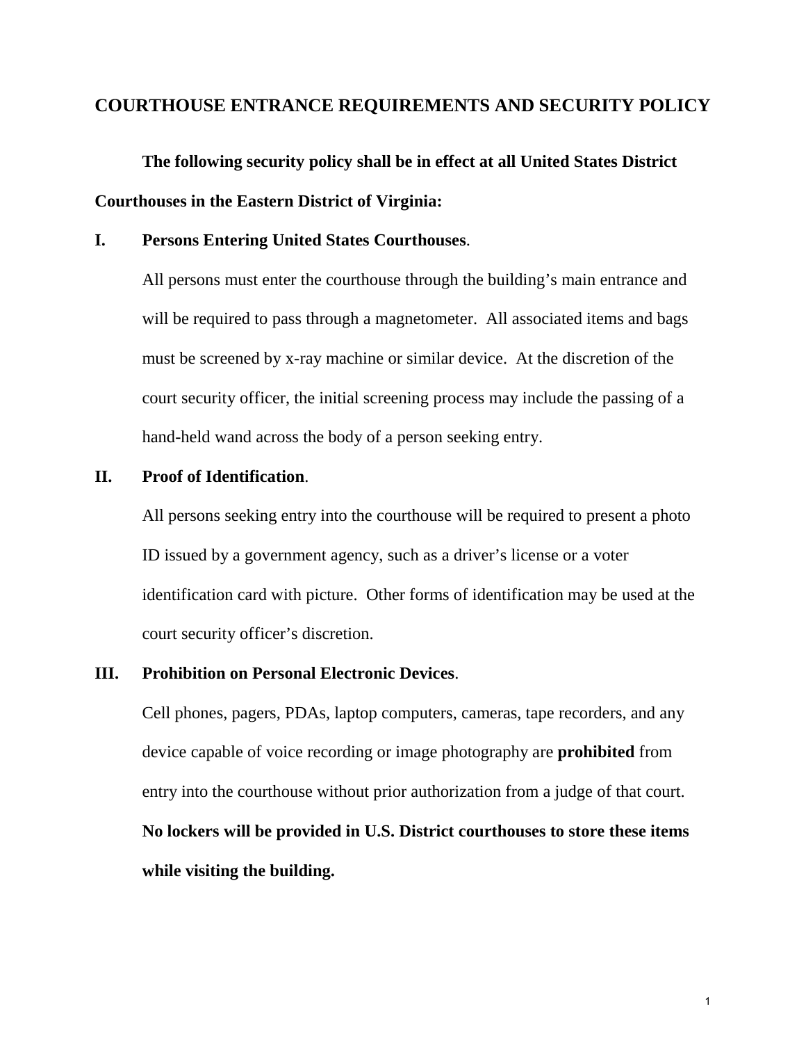# COURTHOUSE ENTRANCE REQUIREMENTS AND SECURITY POLICY

**The following security policy shall be in effect at all United States District Courthouses in the Eastern District of Virginia:**

## I. Persons Entering United States Courthouses.

All persons must enter the courthouse through the building's main entrance and will be required to pass through a magnetometer. All associated items and bags must be screened by x-ray machine or similar device. At the discretion of the court security officer, the initial screening process may include the passing of a hand-held wand across the body of a person seeking entry.

## II. Proof of Identification.

All persons seeking entry into the courthouse will be required to present a photo ID issued by a government agency, such as a driver's license or a voter identification card with picture. Other forms of identification may be used at the court security officer's discretion.

## III. Prohibition on Personal Electronic Devices.

Cell phones, pagers, PDAs, laptop computers, cameras, tape recorders, and any device capable of voice recording or image photography are **prohibited** from entry into the courthouse without prior authorization from a judge of that court. **No lockers will be provided in U.S. District courthouses to store these items while visiting the building.**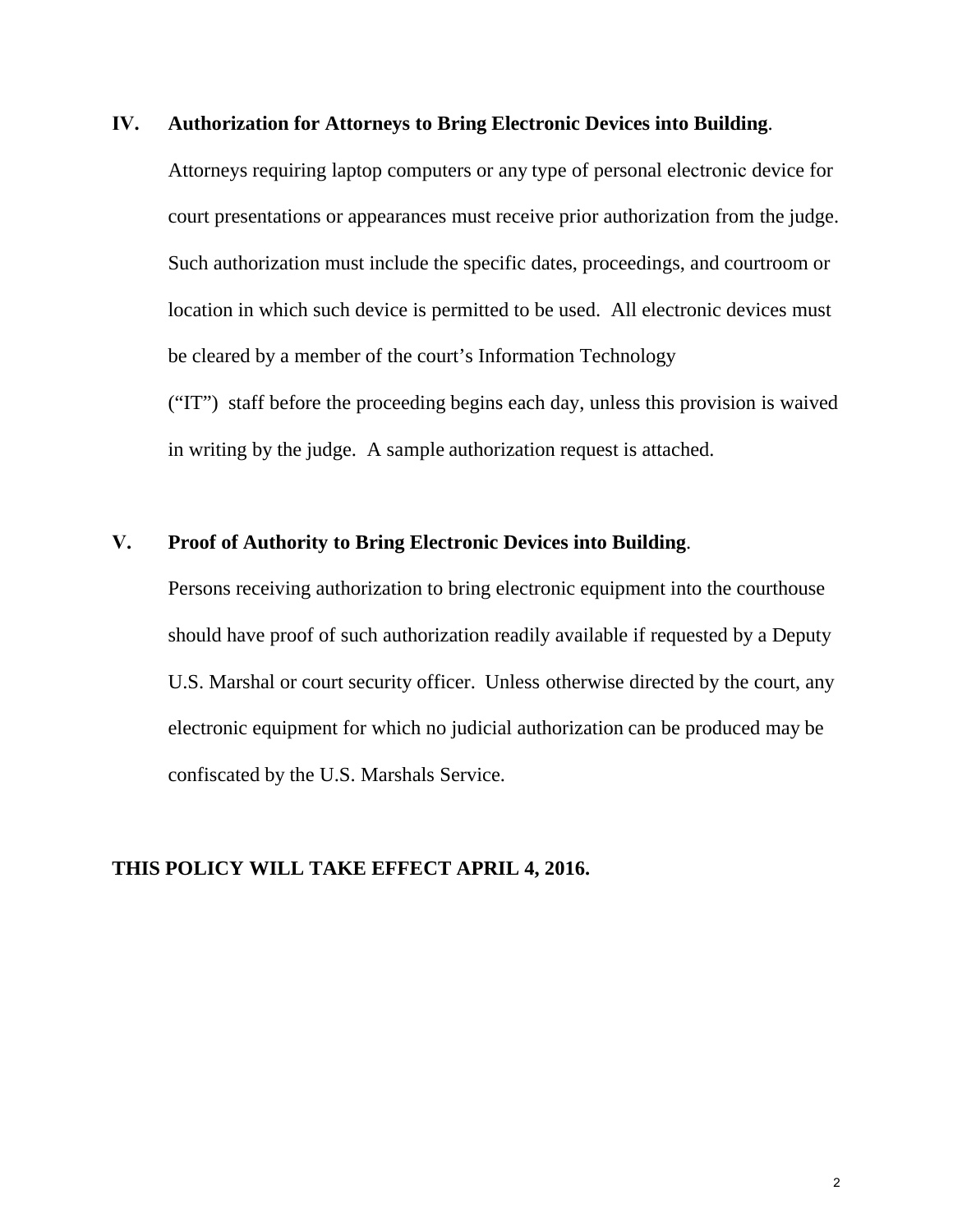**IV. Authorization for Attorneys to Bring Electronic Devices into Building**.

Attorneys requiring laptop computers or any type of personal electronic device for court presentations or appearances must receive prior authorization from the judge. Such authorization must include the specific dates, proceedings, and courtroom or location in which such device is permitted to be used. All electronic devices must be cleared by a member of the court's Information Technology ("IT") staff before the proceeding begins each day, unless this provision is waived in writing by the judge. A sample authorization request is attached.

**V. Proof of Authority to Bring Electronic Devices into Building**.

Persons receiving authorization to bring electronic equipment into the courthouse should have proof of such authorization readily available if requested by a Deputy U.S. Marshal or court security officer. Unless otherwise directed by the court, any electronic equipment for which no judicial authorization can be produced may be confiscated by the U.S. Marshals Service.

**THIS POLICY WILL TAKE EFFECT APRIL 4, 2016.**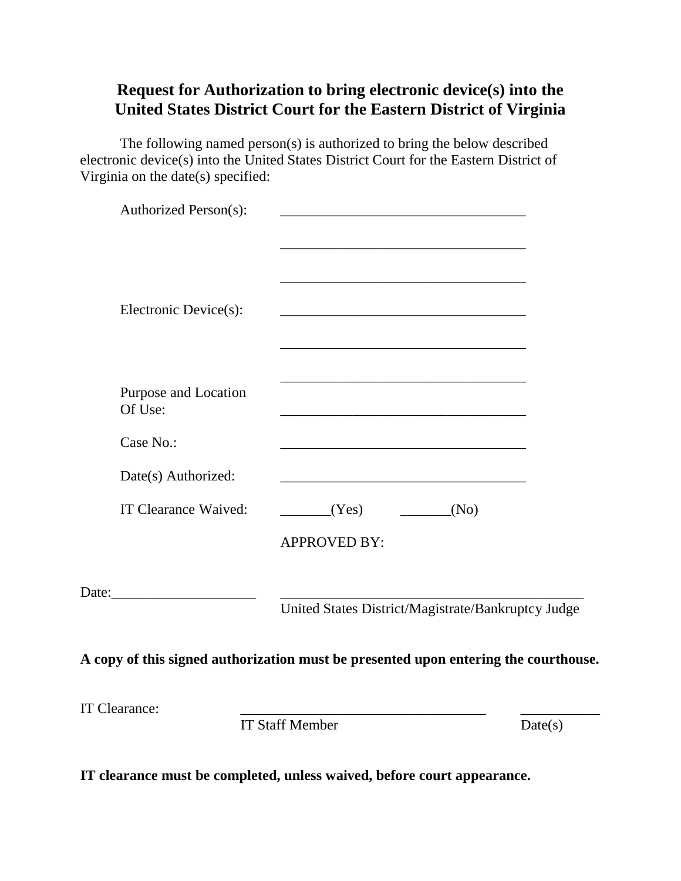# Request for Authorization to bring electronic device(s) into the United States District Court for the Eastern District of Virginia

The following named person(s) is authorized to bring the below described electronic device(s) into the United States District Court for the Eastern District of Virginia on the date(s) specified:

Authorized Person(s): ___________________________________

___________________________________

___________________________________

Electronic Device(s): ___________________________________

___________________________________

___________________________________

Purpose and Location Of Use: ___________________________________

Case No.: ___________________________________

Date(s) Authorized: ___________________________________

IT Clearance Waived: _______(Yes) _______(No)

APPROVED BY:

Date:____________________ ___________________________________________

United States District/Magistrate/Bankruptcy Judge

**A copy of this signed authorization must be presented upon entering the courthouse.**

IT Clearance: ___________________________________ ___________

IT Staff Member Date(s)

**IT clearance must be completed, unless waived, before court appearance.**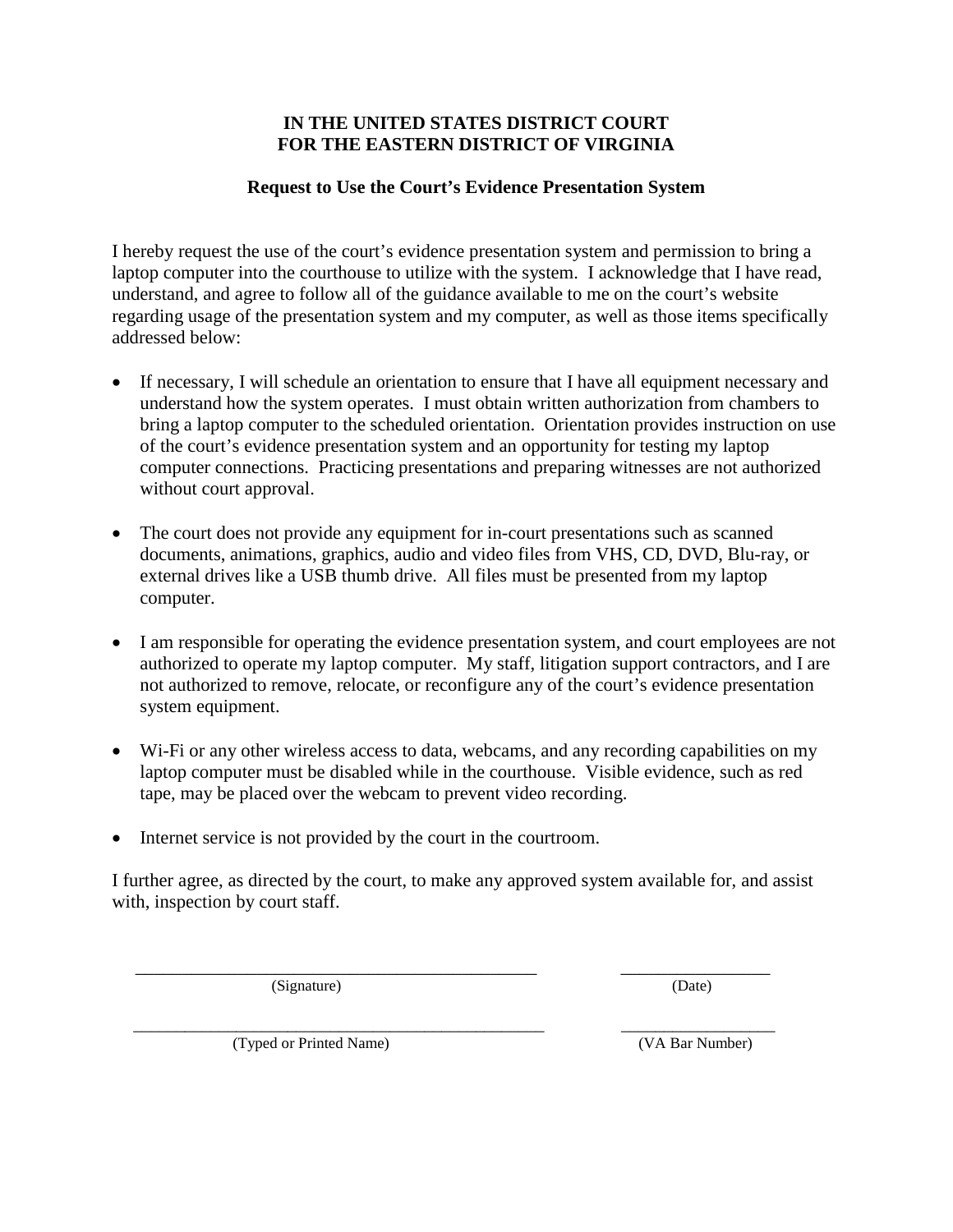**IN THE UNITED STATES DISTRICT COURT**
**FOR THE EASTERN DISTRICT OF VIRGINIA**

**Request to Use the Court's Evidence Presentation System**

I hereby request the use of the court's evidence presentation system and permission to bring a laptop computer into the courthouse to utilize with the system. I acknowledge that I have read, understand, and agree to follow all of the guidance available to me on the court's website regarding usage of the presentation system and my computer, as well as those items specifically addressed below:

- If necessary, I will schedule an orientation to ensure that I have all equipment necessary and understand how the system operates. I must obtain written authorization from chambers to bring a laptop computer to the scheduled orientation. Orientation provides instruction on use of the court's evidence presentation system and an opportunity for testing my laptop computer connections. Practicing presentations and preparing witnesses are not authorized without court approval.

- The court does not provide any equipment for in-court presentations such as scanned documents, animations, graphics, audio and video files from VHS, CD, DVD, Blu-ray, or external drives like a USB thumb drive. All files must be presented from my laptop computer.

- I am responsible for operating the evidence presentation system, and court employees are not authorized to operate my laptop computer. My staff, litigation support contractors, and I are not authorized to remove, relocate, or reconfigure any of the court's evidence presentation system equipment.

- Wi-Fi or any other wireless access to data, webcams, and any recording capabilities on my laptop computer must be disabled while in the courthouse. Visible evidence, such as red tape, may be placed over the webcam to prevent video recording.

- Internet service is not provided by the court in the courtroom.

I further agree, as directed by the court, to make any approved system available for, and assist with, inspection by court staff.

_____________________________________________ &nbsp;&nbsp;&nbsp;&nbsp; _________________
(Signature) &nbsp;&nbsp;&nbsp;&nbsp; (Date)

_____________________________________________ &nbsp;&nbsp;&nbsp;&nbsp; _________________
(Typed or Printed Name) &nbsp;&nbsp;&nbsp;&nbsp; (VA Bar Number)